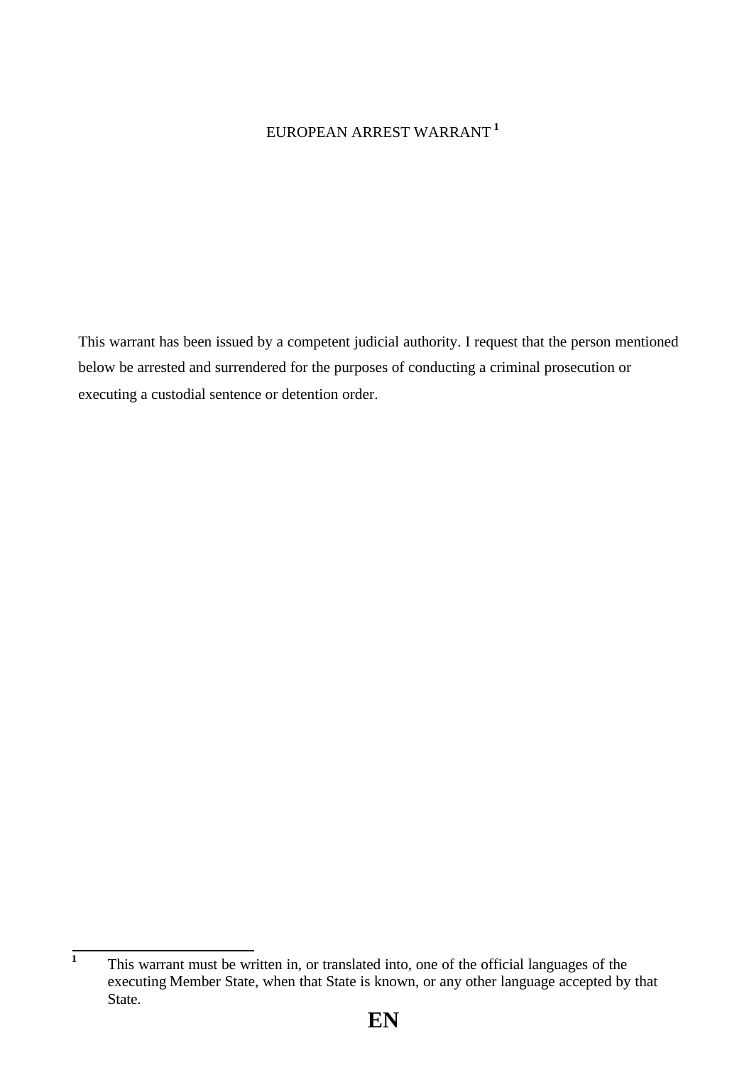# EUROPEAN ARREST WARRANT[1]

This warrant has been issued by a competent judicial authority. I request that the person mentioned below be arrested and surrendered for the purposes of conducting a criminal prosecution or executing a custodial sentence or detention order.

---

[1] This warrant must be written in, or translated into, one of the official languages of the executing Member State, when that State is known, or any other language accepted by that State.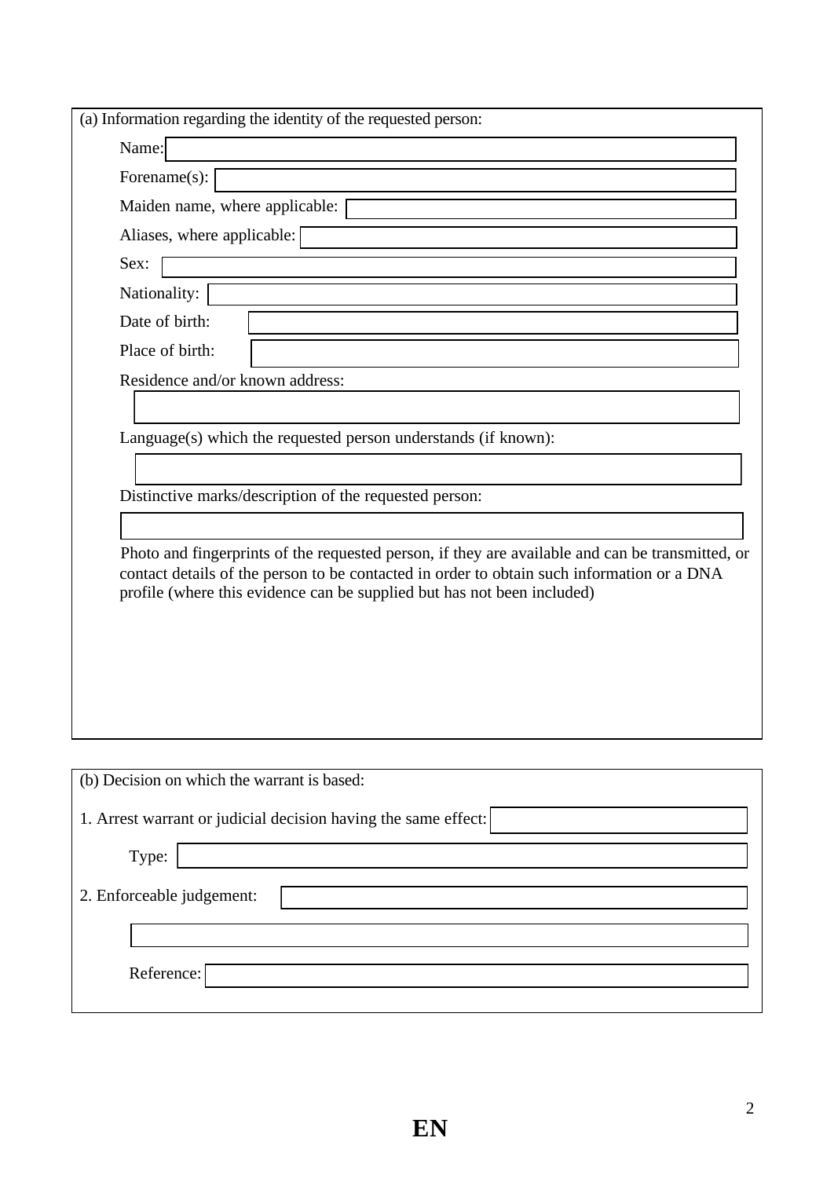(a) Information regarding the identity of the requested person:

Name:

Forename(s):

Maiden name, where applicable:

Aliases, where applicable:

Sex:

Nationality:

Date of birth:

Place of birth:

Residence and/or known address:

Language(s) which the requested person understands (if known):

Distinctive marks/description of the requested person:

Photo and fingerprints of the requested person, if they are available and can be transmitted, or contact details of the person to be contacted in order to obtain such information or a DNA profile (where this evidence can be supplied but has not been included)

(b) Decision on which the warrant is based:

1. Arrest warrant or judicial decision having the same effect:

Type:

2. Enforceable judgement:

Reference: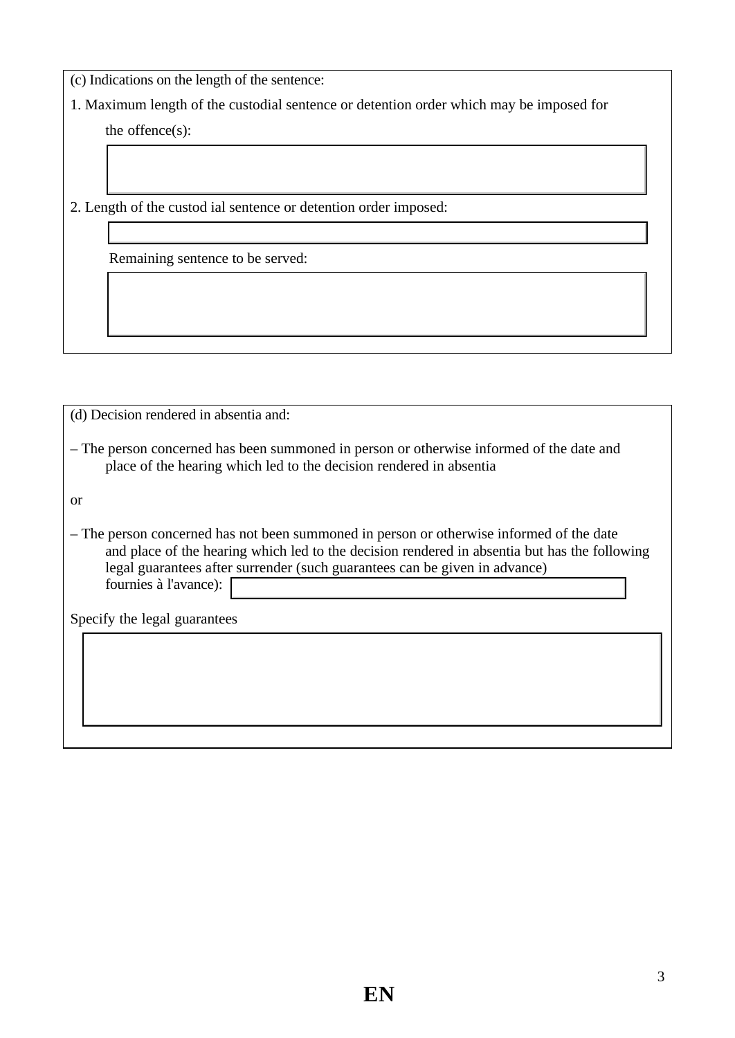(c) Indications on the length of the sentence:

1. Maximum length of the custodial sentence or detention order which may be imposed for the offence(s):

2. Length of the custod ial sentence or detention order imposed:

Remaining sentence to be served:

(d) Decision rendered in absentia and:

– The person concerned has been summoned in person or otherwise informed of the date and place of the hearing which led to the decision rendered in absentia

or

– The person concerned has not been summoned in person or otherwise informed of the date and place of the hearing which led to the decision rendered in absentia but has the following legal guarantees after surrender (such guarantees can be given in advance) fournies à l'avance):

Specify the legal guarantees

EN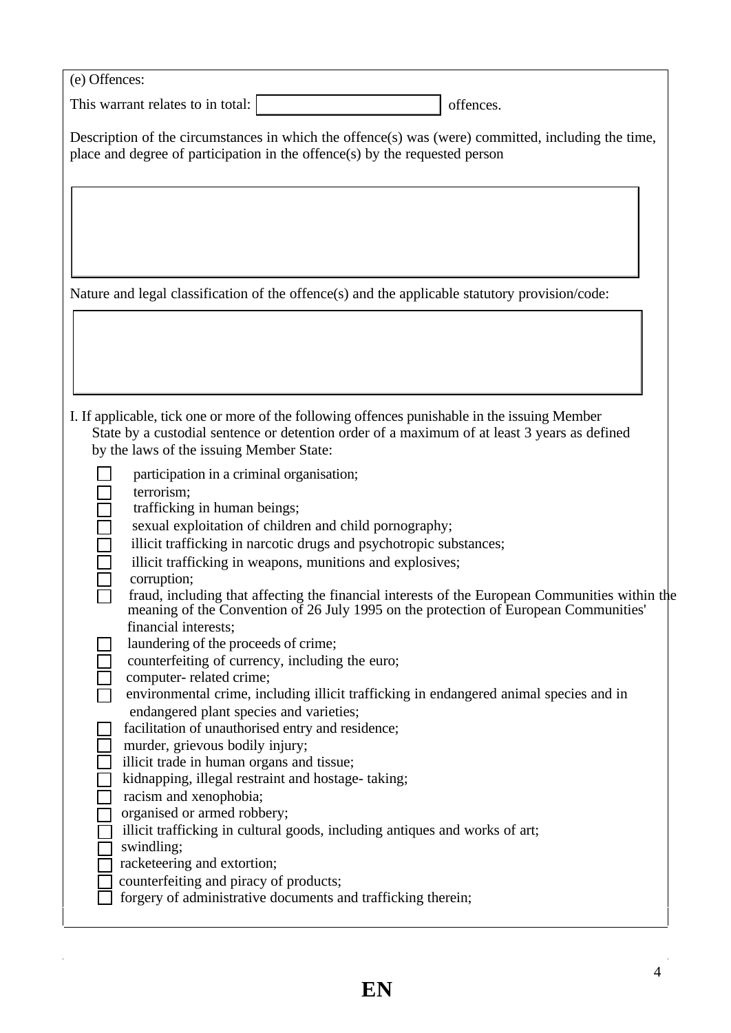(e) Offences:

This warrant relates to in total: ______________ offences.

Description of the circumstances in which the offence(s) was (were) committed, including the time, place and degree of participation in the offence(s) by the requested person

Nature and legal classification of the offence(s) and the applicable statutory provision/code:

I. If applicable, tick one or more of the following offences punishable in the issuing Member State by a custodial sentence or detention order of a maximum of at least 3 years as defined by the laws of the issuing Member State:

- ☐ participation in a criminal organisation;
- ☐ terrorism;
- ☐ trafficking in human beings;
- ☐ sexual exploitation of children and child pornography;
- ☐ illicit trafficking in narcotic drugs and psychotropic substances;
- ☐ illicit trafficking in weapons, munitions and explosives;
- ☐ corruption;
- ☐ fraud, including that affecting the financial interests of the European Communities within the meaning of the Convention of 26 July 1995 on the protection of European Communities' financial interests;
- ☐ laundering of the proceeds of crime;
- ☐ counterfeiting of currency, including the euro;
- ☐ computer- related crime;
- ☐ environmental crime, including illicit trafficking in endangered animal species and in endangered plant species and varieties;
- ☐ facilitation of unauthorised entry and residence;
- ☐ murder, grievous bodily injury;
- ☐ illicit trade in human organs and tissue;
- ☐ kidnapping, illegal restraint and hostage- taking;
- ☐ racism and xenophobia;
- ☐ organised or armed robbery;
- ☐ illicit trafficking in cultural goods, including antiques and works of art;
- ☐ swindling;
- ☐ racketeering and extortion;
- ☐ counterfeiting and piracy of products;
- ☐ forgery of administrative documents and trafficking therein;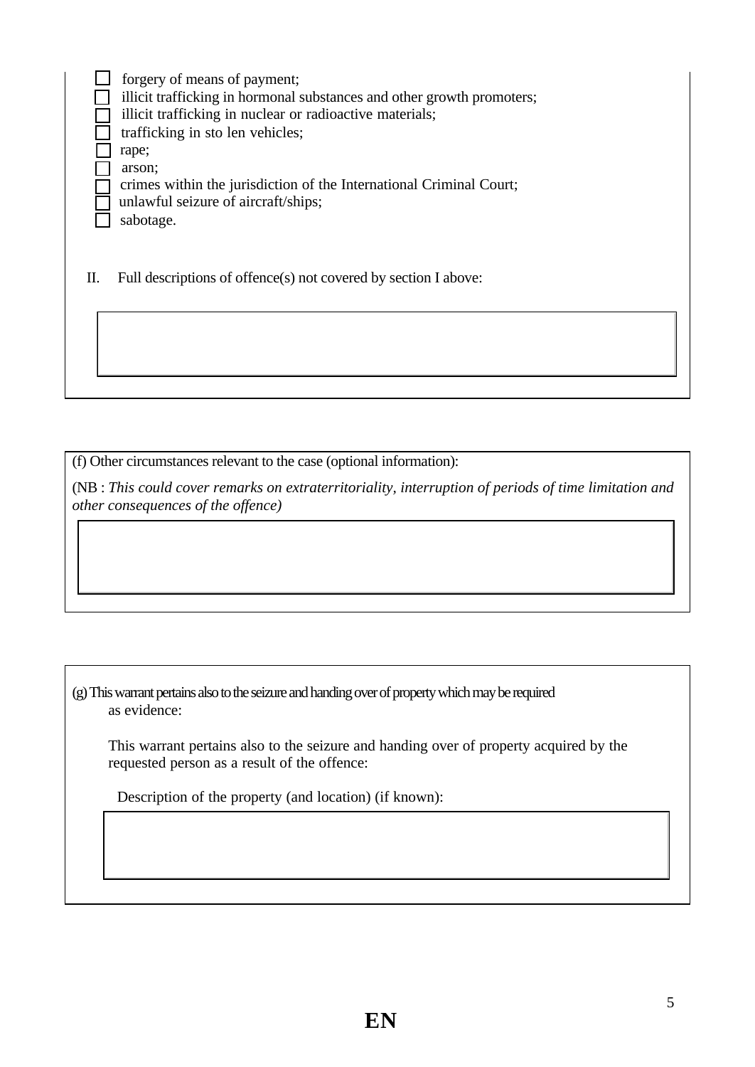- ☐ forgery of means of payment;
- ☐ illicit trafficking in hormonal substances and other growth promoters;
- ☐ illicit trafficking in nuclear or radioactive materials;
- ☐ trafficking in sto len vehicles;
- ☐ rape;
- ☐ arson;
- ☐ crimes within the jurisdiction of the International Criminal Court;
- ☐ unlawful seizure of aircraft/ships;
- ☐ sabotage.

II. Full descriptions of offence(s) not covered by section I above:

| |
|---|
| |

(f) Other circumstances relevant to the case (optional information):

(NB : *This could cover remarks on extraterritoriality, interruption of periods of time limitation and other consequences of the offence)*

| |
|---|
| |

(g) This warrant pertains also to the seizure and handing over of property which may be required as evidence:

This warrant pertains also to the seizure and handing over of property acquired by the requested person as a result of the offence:

Description of the property (and location) (if known):

| |
|---|
| |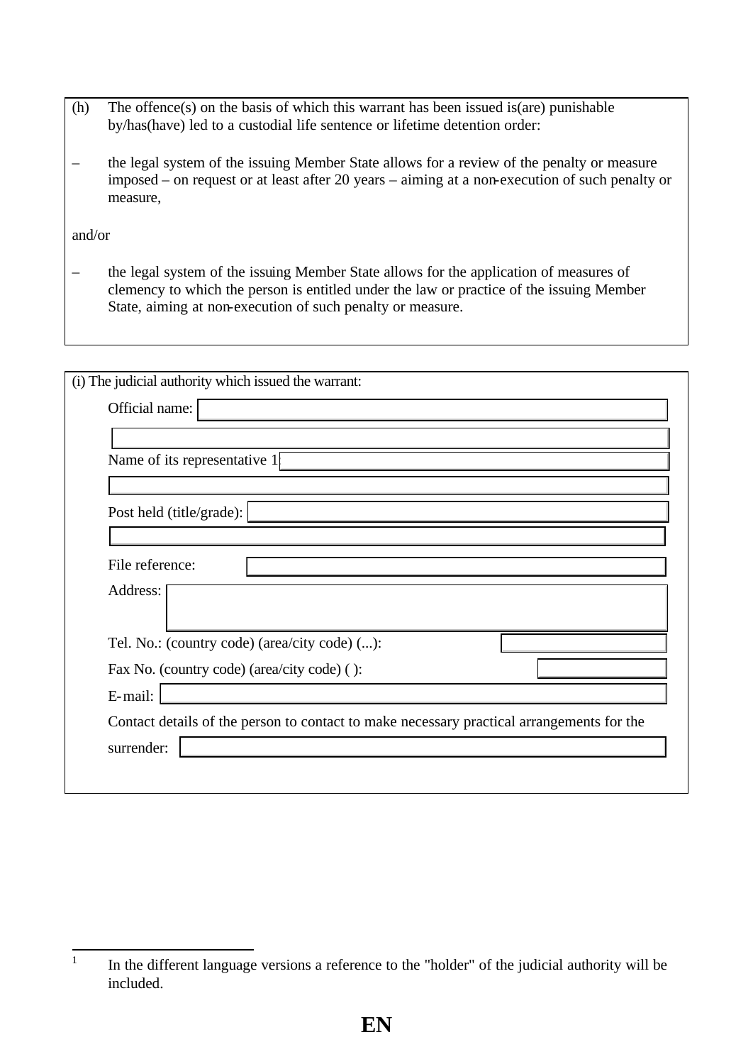(h) The offence(s) on the basis of which this warrant has been issued is(are) punishable by/has(have) led to a custodial life sentence or lifetime detention order:

– the legal system of the issuing Member State allows for a review of the penalty or measure imposed – on request or at least after 20 years – aiming at a non-execution of such penalty or measure,

and/or

– the legal system of the issuing Member State allows for the application of measures of clemency to which the person is entitled under the law or practice of the issuing Member State, aiming at non-execution of such penalty or measure.

(i) The judicial authority which issued the warrant:

Official name:

Name of its representative [1]:

Post held (title/grade):

File reference:

Address:

Tel. No.: (country code) (area/city code) (...):

Fax No. (country code) (area/city code) ( ):

E-mail:

Contact details of the person to contact to make necessary practical arrangements for the surrender:

---

[1] In the different language versions a reference to the "holder" of the judicial authority will be included.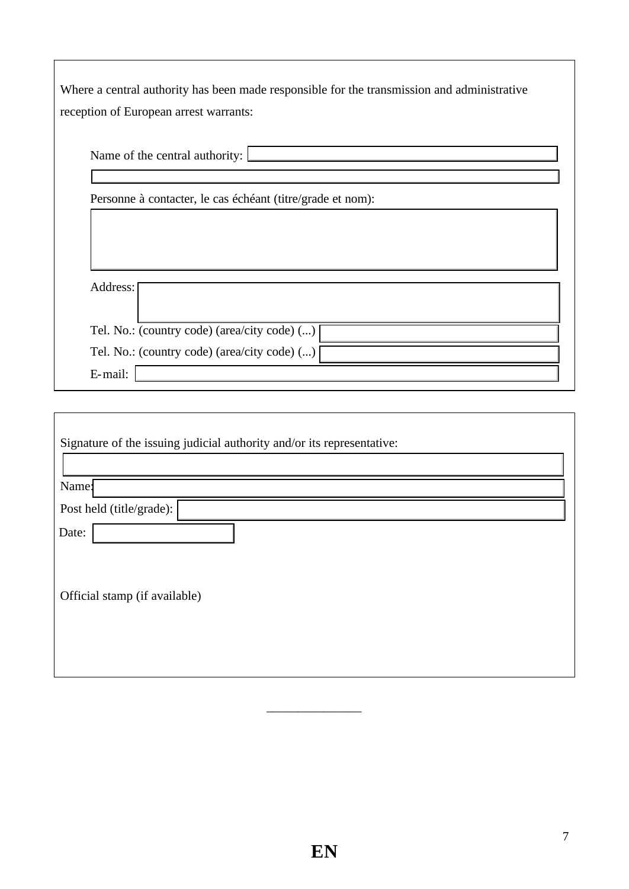Where a central authority has been made responsible for the transmission and administrative reception of European arrest warrants:

Name of the central authority: 

Personne à contacter, le cas échéant (titre/grade et nom):

Address:

Tel. No.: (country code) (area/city code) (...)

Tel. No.: (country code) (area/city code) (...)

E-mail:

---

Signature of the issuing judicial authority and/or its representative:

Name:

Post held (title/grade):

Date:

Official stamp (if available)

---

EN